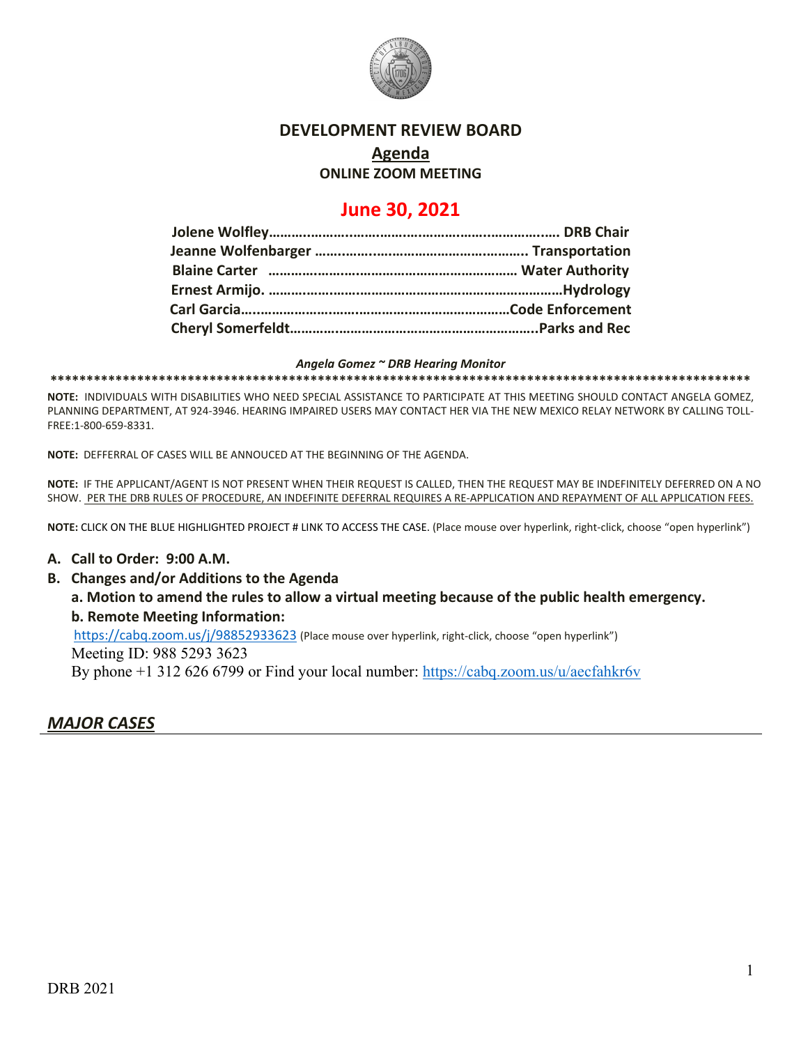# DEVELOPMENT REVIEW BOARD

## <u>Agenda</u>

### ONLINE ZOOM MEETING

## June 30, 2021

**Jolene Wolfley……………………………………………………………. DRB Chair**
**Jeanne Wolfenbarger ……………………………………………….. Transportation**
**Blaine Carter ………………………………………………………… Water Authority**
**Ernest Armijo. …………………………………………………………………Hydrology**
**Carl Garcia…………………………………………………………………Code Enforcement**
**Cheryl Somerfeldt…………………………………………………………..Parks and Rec**

***Angela Gomez ~ DRB Hearing Monitor***

****************************************************************************************************

**NOTE:** INDIVIDUALS WITH DISABILITIES WHO NEED SPECIAL ASSISTANCE TO PARTICIPATE AT THIS MEETING SHOULD CONTACT ANGELA GOMEZ, PLANNING DEPARTMENT, AT 924-3946. HEARING IMPAIRED USERS MAY CONTACT HER VIA THE NEW MEXICO RELAY NETWORK BY CALLING TOLL-FREE:1-800-659-8331.

**NOTE:** DEFFERRAL OF CASES WILL BE ANNOUCED AT THE BEGINNING OF THE AGENDA.

**NOTE:** IF THE APPLICANT/AGENT IS NOT PRESENT WHEN THEIR REQUEST IS CALLED, THEN THE REQUEST MAY BE INDEFINITELY DEFERRED ON A NO SHOW. <u>PER THE DRB RULES OF PROCEDURE, AN INDEFINITE DEFERRAL REQUIRES A RE-APPLICATION AND REPAYMENT OF ALL APPLICATION FEES.</u>

**NOTE:** CLICK ON THE BLUE HIGHLIGHTED PROJECT # LINK TO ACCESS THE CASE. (Place mouse over hyperlink, right-click, choose "open hyperlink")

**A. Call to Order: 9:00 A.M.**

**B. Changes and/or Additions to the Agenda**

**a. Motion to amend the rules to allow a virtual meeting because of the public health emergency.**

**b. Remote Meeting Information:**

https://cabq.zoom.us/j/98852933623 (Place mouse over hyperlink, right-click, choose "open hyperlink")
Meeting ID: 988 5293 3623
By phone +1 312 626 6799 or Find your local number: https://cabq.zoom.us/u/aecfahkr6v

## ***<u>MAJOR CASES</u>***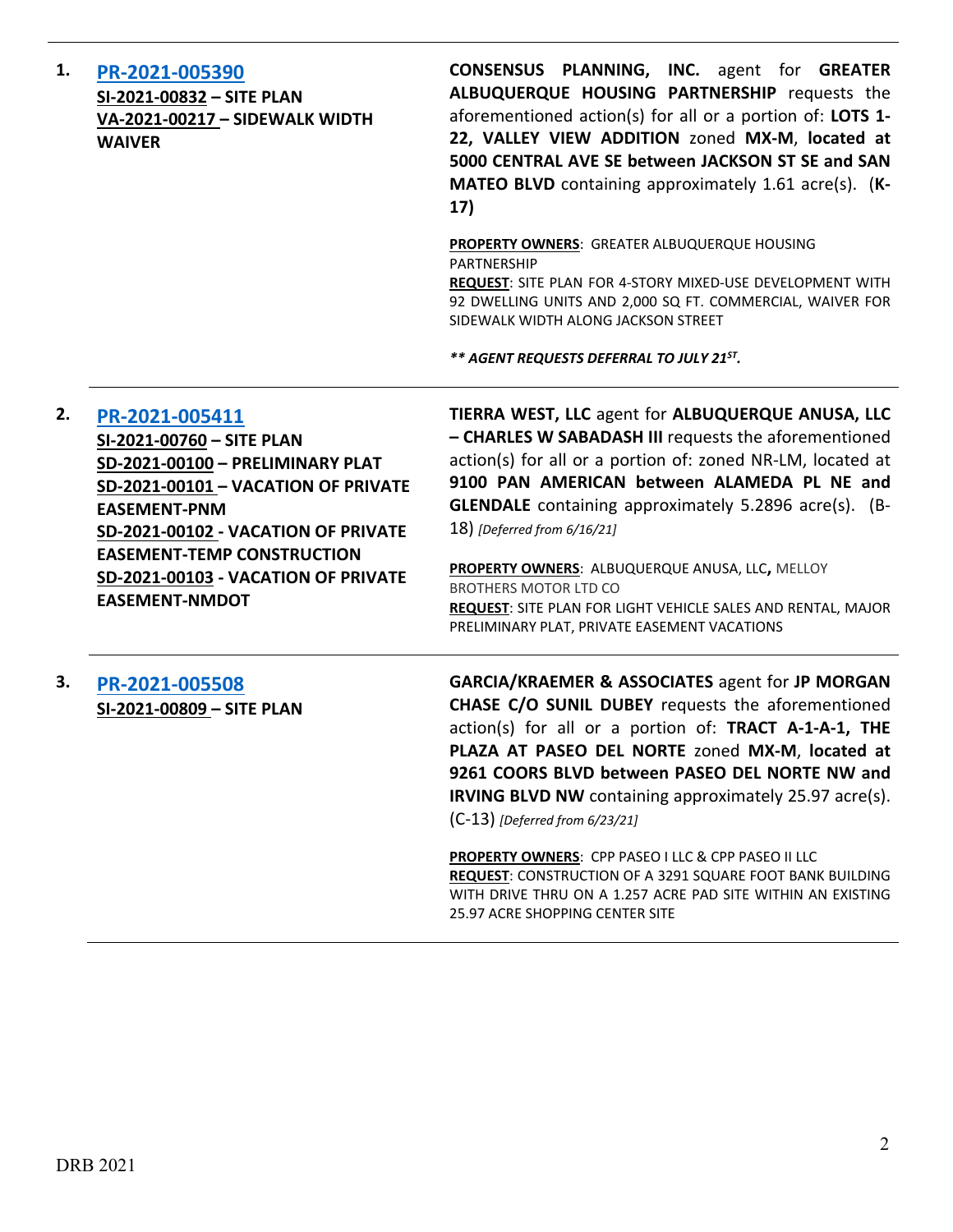1. **PR-2021-005390**
**SI-2021-00832 – SITE PLAN**
**VA-2021-00217 – SIDEWALK WIDTH WAIVER**

**CONSENSUS PLANNING, INC.** agent for **GREATER ALBUQUERQUE HOUSING PARTNERSHIP** requests the aforementioned action(s) for all or a portion of: **LOTS 1-22, VALLEY VIEW ADDITION** zoned **MX-M**, **located at 5000 CENTRAL AVE SE between JACKSON ST SE and SAN MATEO BLVD** containing approximately 1.61 acre(s). (**K-17)**

**PROPERTY OWNERS**: GREATER ALBUQUERQUE HOUSING PARTNERSHIP
**REQUEST**: SITE PLAN FOR 4-STORY MIXED-USE DEVELOPMENT WITH 92 DWELLING UNITS AND 2,000 SQ FT. COMMERCIAL, WAIVER FOR SIDEWALK WIDTH ALONG JACKSON STREET

***** AGENT REQUESTS DEFERRAL TO JULY 21ST.***

---

2. **PR-2021-005411**
**SI-2021-00760 – SITE PLAN**
**SD-2021-00100 – PRELIMINARY PLAT**
**SD-2021-00101 – VACATION OF PRIVATE EASEMENT-PNM**
**SD-2021-00102 - VACATION OF PRIVATE EASEMENT-TEMP CONSTRUCTION**
**SD-2021-00103 - VACATION OF PRIVATE EASEMENT-NMDOT**

**TIERRA WEST, LLC** agent for **ALBUQUERQUE ANUSA, LLC – CHARLES W SABADASH III** requests the aforementioned action(s) for all or a portion of: zoned NR-LM, located at **9100 PAN AMERICAN between ALAMEDA PL NE and GLENDALE** containing approximately 5.2896 acre(s). (B-18) *[Deferred from 6/16/21]*

**PROPERTY OWNERS**: ALBUQUERQUE ANUSA, LLC**,** MELLOY BROTHERS MOTOR LTD CO
**REQUEST**: SITE PLAN FOR LIGHT VEHICLE SALES AND RENTAL, MAJOR PRELIMINARY PLAT, PRIVATE EASEMENT VACATIONS

---

3. **PR-2021-005508**
**SI-2021-00809 – SITE PLAN**

**GARCIA/KRAEMER & ASSOCIATES** agent for **JP MORGAN CHASE C/O SUNIL DUBEY** requests the aforementioned action(s) for all or a portion of: **TRACT A-1-A-1, THE PLAZA AT PASEO DEL NORTE** zoned **MX-M**, **located at 9261 COORS BLVD between PASEO DEL NORTE NW and IRVING BLVD NW** containing approximately 25.97 acre(s). (C-13) *[Deferred from 6/23/21]*

**PROPERTY OWNERS**: CPP PASEO I LLC & CPP PASEO II LLC
**REQUEST**: CONSTRUCTION OF A 3291 SQUARE FOOT BANK BUILDING WITH DRIVE THRU ON A 1.257 ACRE PAD SITE WITHIN AN EXISTING 25.97 ACRE SHOPPING CENTER SITE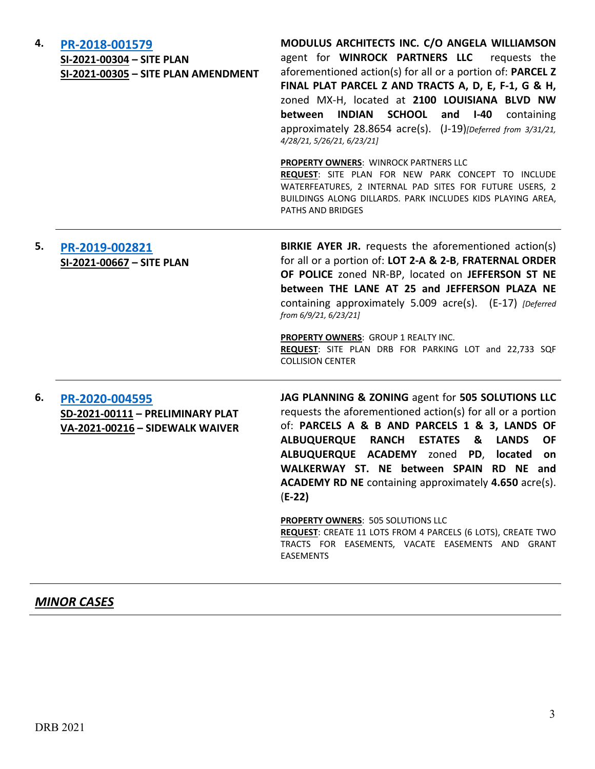4. **[PR-2018-001579](#)**
**SI-2021-00304 – SITE PLAN**
**SI-2021-00305 – SITE PLAN AMENDMENT**

**MODULUS ARCHITECTS INC. C/O ANGELA WILLIAMSON** agent for **WINROCK PARTNERS LLC** requests the aforementioned action(s) for all or a portion of: **PARCEL Z FINAL PLAT PARCEL Z AND TRACTS A, D, E, F-1, G & H,** zoned MX-H, located at **2100 LOUISIANA BLVD NW between INDIAN SCHOOL and I-40** containing approximately 28.8654 acre(s). (J-19)*[Deferred from 3/31/21, 4/28/21, 5/26/21, 6/23/21]*

**PROPERTY OWNERS**: WINROCK PARTNERS LLC
**REQUEST**: SITE PLAN FOR NEW PARK CONCEPT TO INCLUDE WATERFEATURES, 2 INTERNAL PAD SITES FOR FUTURE USERS, 2 BUILDINGS ALONG DILLARDS. PARK INCLUDES KIDS PLAYING AREA, PATHS AND BRIDGES

---

5. **[PR-2019-002821](#)**
**SI-2021-00667 – SITE PLAN**

**BIRKIE AYER JR.** requests the aforementioned action(s) for all or a portion of: **LOT 2-A & 2-B**, **FRATERNAL ORDER OF POLICE** zoned NR-BP, located on **JEFFERSON ST NE between THE LANE AT 25 and JEFFERSON PLAZA NE** containing approximately 5.009 acre(s). (E-17) *[Deferred from 6/9/21, 6/23/21]*

**PROPERTY OWNERS**: GROUP 1 REALTY INC.
**REQUEST**: SITE PLAN DRB FOR PARKING LOT and 22,733 SQF COLLISION CENTER

---

6. **[PR-2020-004595](#)**
**SD-2021-00111 – PRELIMINARY PLAT**
**VA-2021-00216 – SIDEWALK WAIVER**

**JAG PLANNING & ZONING** agent for **505 SOLUTIONS LLC** requests the aforementioned action(s) for all or a portion of: **PARCELS A & B AND PARCELS 1 & 3, LANDS OF ALBUQUERQUE RANCH ESTATES & LANDS OF ALBUQUERQUE ACADEMY** zoned **PD**, **located on WALKERWAY ST. NE between SPAIN RD NE and ACADEMY RD NE** containing approximately **4.650** acre(s). (**E-22**)

**PROPERTY OWNERS**: 505 SOLUTIONS LLC
**REQUEST**: CREATE 11 LOTS FROM 4 PARCELS (6 LOTS), CREATE TWO TRACTS FOR EASEMENTS, VACATE EASEMENTS AND GRANT EASEMENTS

---

## ***MINOR CASES***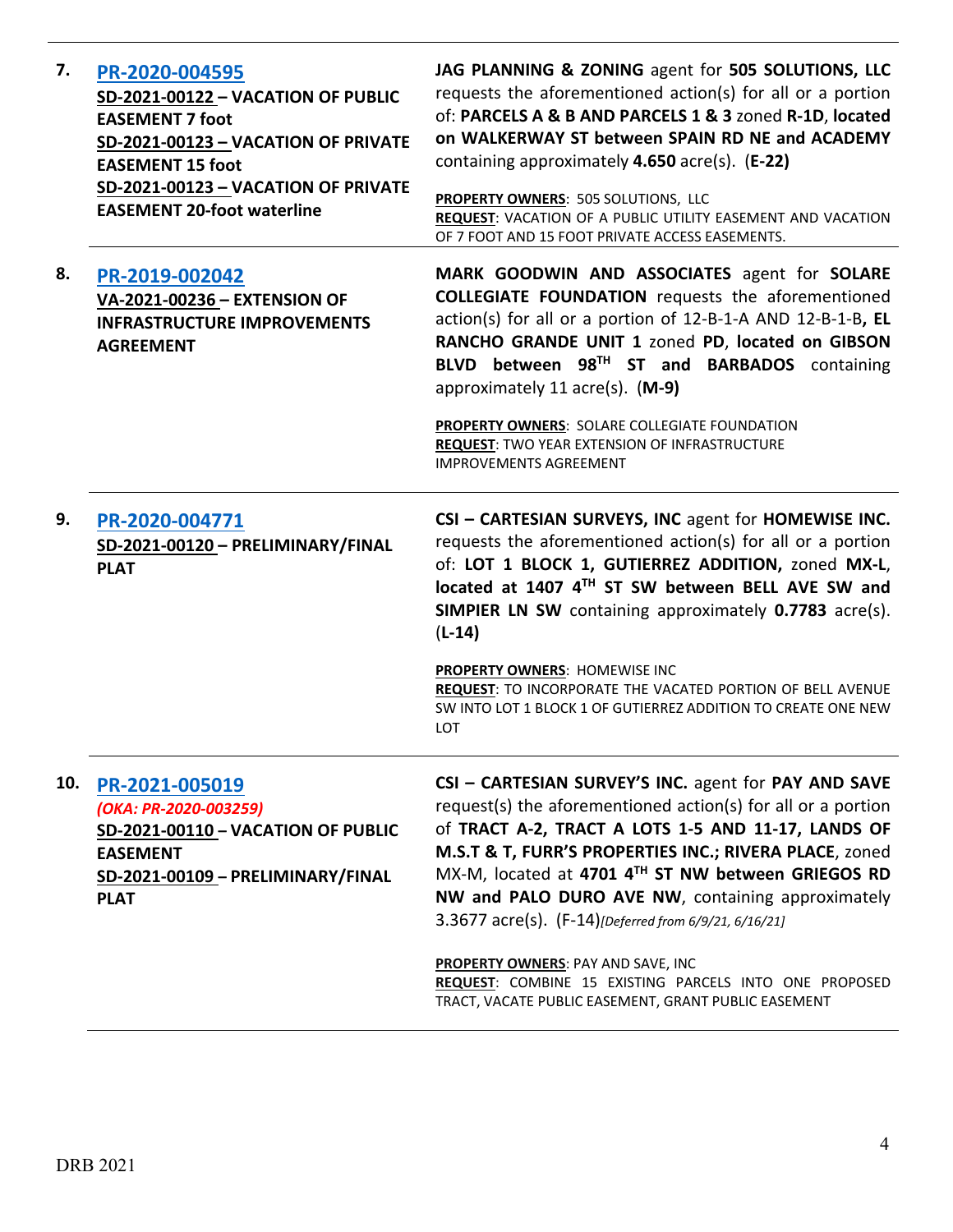| | | |
|---|---|---|
| **7.** | **PR-2020-004595**<br>**SD-2021-00122 – VACATION OF PUBLIC EASEMENT 7 foot**<br>**SD-2021-00123 – VACATION OF PRIVATE EASEMENT 15 foot**<br>**SD-2021-00123 – VACATION OF PRIVATE EASEMENT 20-foot waterline** | **JAG PLANNING & ZONING** agent for **505 SOLUTIONS, LLC** requests the aforementioned action(s) for all or a portion of: **PARCELS A & B AND PARCELS 1 & 3** zoned **R-1D**, **located on WALKERWAY ST between SPAIN RD NE and ACADEMY** containing approximately **4.650** acre(s). (**E-22)**<br><br>**PROPERTY OWNERS**: 505 SOLUTIONS, LLC<br>**REQUEST**: VACATION OF A PUBLIC UTILITY EASEMENT AND VACATION OF 7 FOOT AND 15 FOOT PRIVATE ACCESS EASEMENTS. |
| **8.** | **PR-2019-002042**<br>**VA-2021-00236 – EXTENSION OF INFRASTRUCTURE IMPROVEMENTS AGREEMENT** | **MARK GOODWIN AND ASSOCIATES** agent for **SOLARE COLLEGIATE FOUNDATION** requests the aforementioned action(s) for all or a portion of 12-B-1-A AND 12-B-1-B**, EL RANCHO GRANDE UNIT 1** zoned **PD**, **located on GIBSON BLVD between 98TH ST and BARBADOS** containing approximately 11 acre(s). (**M-9)**<br><br>**PROPERTY OWNERS**: SOLARE COLLEGIATE FOUNDATION<br>**REQUEST**: TWO YEAR EXTENSION OF INFRASTRUCTURE IMPROVEMENTS AGREEMENT |
| **9.** | **PR-2020-004771**<br>**SD-2021-00120 – PRELIMINARY/FINAL PLAT** | **CSI – CARTESIAN SURVEYS, INC** agent for **HOMEWISE INC.** requests the aforementioned action(s) for all or a portion of: **LOT 1 BLOCK 1, GUTIERREZ ADDITION,** zoned **MX-L**, **located at 1407 4TH ST SW between BELL AVE SW and SIMPIER LN SW** containing approximately **0.7783** acre(s). (**L-14)**<br><br>**PROPERTY OWNERS**: HOMEWISE INC<br>**REQUEST**: TO INCORPORATE THE VACATED PORTION OF BELL AVENUE SW INTO LOT 1 BLOCK 1 OF GUTIERREZ ADDITION TO CREATE ONE NEW LOT |
| **10.** | **PR-2021-005019**<br>***(OKA: PR-2020-003259)***<br>**SD-2021-00110 – VACATION OF PUBLIC EASEMENT**<br>**SD-2021-00109 – PRELIMINARY/FINAL PLAT** | **CSI – CARTESIAN SURVEY'S INC.** agent for **PAY AND SAVE** request(s) the aforementioned action(s) for all or a portion of **TRACT A-2, TRACT A LOTS 1-5 AND 11-17, LANDS OF M.S.T & T, FURR'S PROPERTIES INC.; RIVERA PLACE**, zoned MX-M, located at **4701 4TH ST NW between GRIEGOS RD NW and PALO DURO AVE NW**, containing approximately 3.3677 acre(s). (F-14)*[Deferred from 6/9/21, 6/16/21]*<br><br>**PROPERTY OWNERS**: PAY AND SAVE, INC<br>**REQUEST**: COMBINE 15 EXISTING PARCELS INTO ONE PROPOSED TRACT, VACATE PUBLIC EASEMENT, GRANT PUBLIC EASEMENT |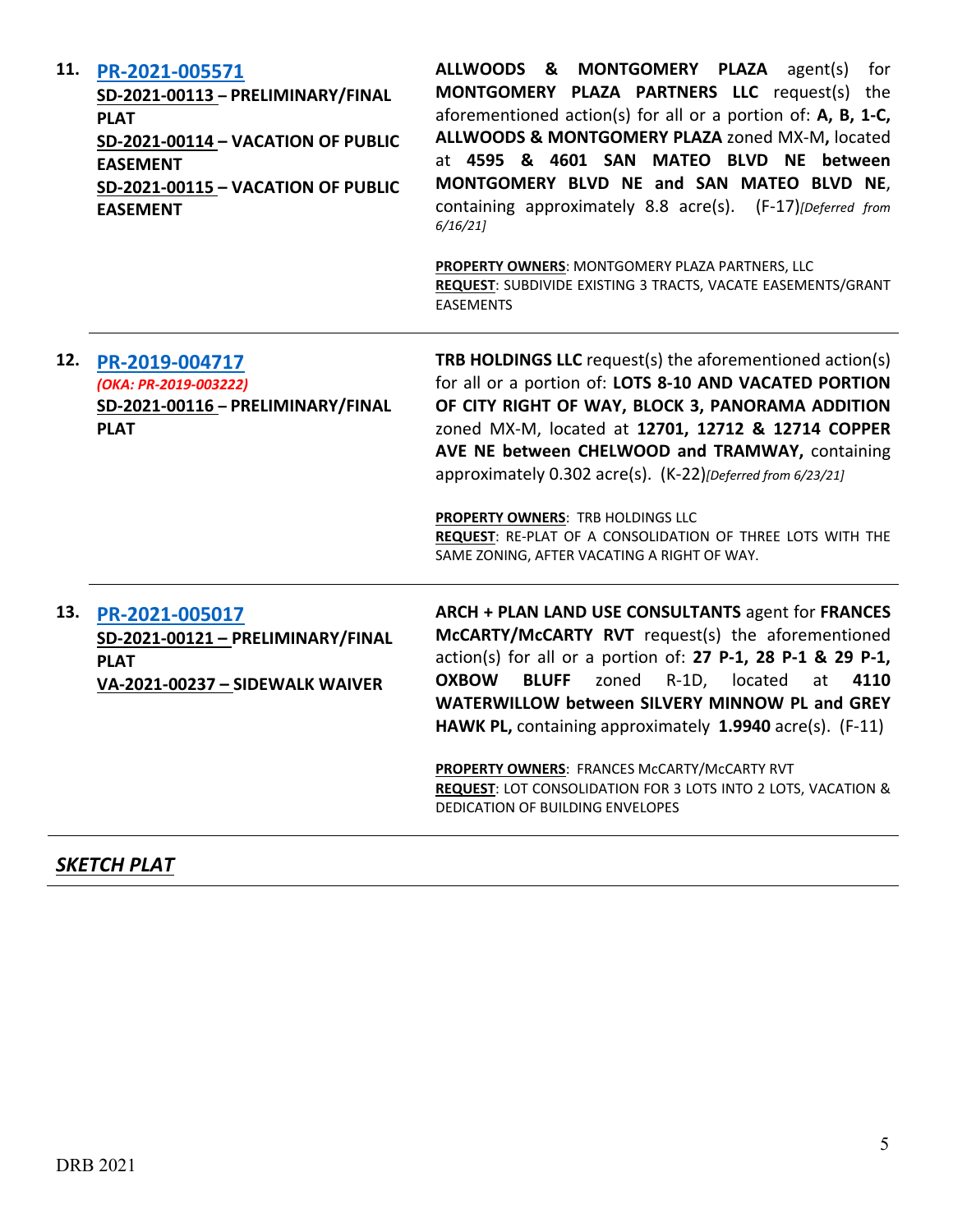**11. PR-2021-005571**
**SD-2021-00113 – PRELIMINARY/FINAL PLAT**
**SD-2021-00114 – VACATION OF PUBLIC EASEMENT**
**SD-2021-00115 – VACATION OF PUBLIC EASEMENT**

**ALLWOODS & MONTGOMERY PLAZA** agent(s) for **MONTGOMERY PLAZA PARTNERS LLC** request(s) the aforementioned action(s) for all or a portion of: **A, B, 1-C, ALLWOODS & MONTGOMERY PLAZA** zoned MX-M**,** located at **4595 & 4601 SAN MATEO BLVD NE between MONTGOMERY BLVD NE and SAN MATEO BLVD NE**, containing approximately 8.8 acre(s). (F-17)*[Deferred from 6/16/21]*

**PROPERTY OWNERS**: MONTGOMERY PLAZA PARTNERS, LLC
**REQUEST**: SUBDIVIDE EXISTING 3 TRACTS, VACATE EASEMENTS/GRANT EASEMENTS

---

**12. PR-2019-004717**
*(OKA: PR-2019-003222)*
**SD-2021-00116 – PRELIMINARY/FINAL PLAT**

**TRB HOLDINGS LLC** request(s) the aforementioned action(s) for all or a portion of: **LOTS 8-10 AND VACATED PORTION OF CITY RIGHT OF WAY, BLOCK 3, PANORAMA ADDITION** zoned MX-M, located at **12701, 12712 & 12714 COPPER AVE NE between CHELWOOD and TRAMWAY,** containing approximately 0.302 acre(s). (K-22)*[Deferred from 6/23/21]*

**PROPERTY OWNERS**: TRB HOLDINGS LLC
**REQUEST**: RE-PLAT OF A CONSOLIDATION OF THREE LOTS WITH THE SAME ZONING, AFTER VACATING A RIGHT OF WAY.

---

**13. PR-2021-005017**
**SD-2021-00121 – PRELIMINARY/FINAL PLAT**
**VA-2021-00237 – SIDEWALK WAIVER**

**ARCH + PLAN LAND USE CONSULTANTS** agent for **FRANCES McCARTY/McCARTY RVT** request(s) the aforementioned action(s) for all or a portion of: **27 P-1, 28 P-1 & 29 P-1, OXBOW BLUFF** zoned R-1D, located at **4110 WATERWILLOW between SILVERY MINNOW PL and GREY HAWK PL,** containing approximately **1.9940** acre(s). (F-11)

**PROPERTY OWNERS**: FRANCES McCARTY/McCARTY RVT
**REQUEST**: LOT CONSOLIDATION FOR 3 LOTS INTO 2 LOTS, VACATION & DEDICATION OF BUILDING ENVELOPES

---

## *SKETCH PLAT*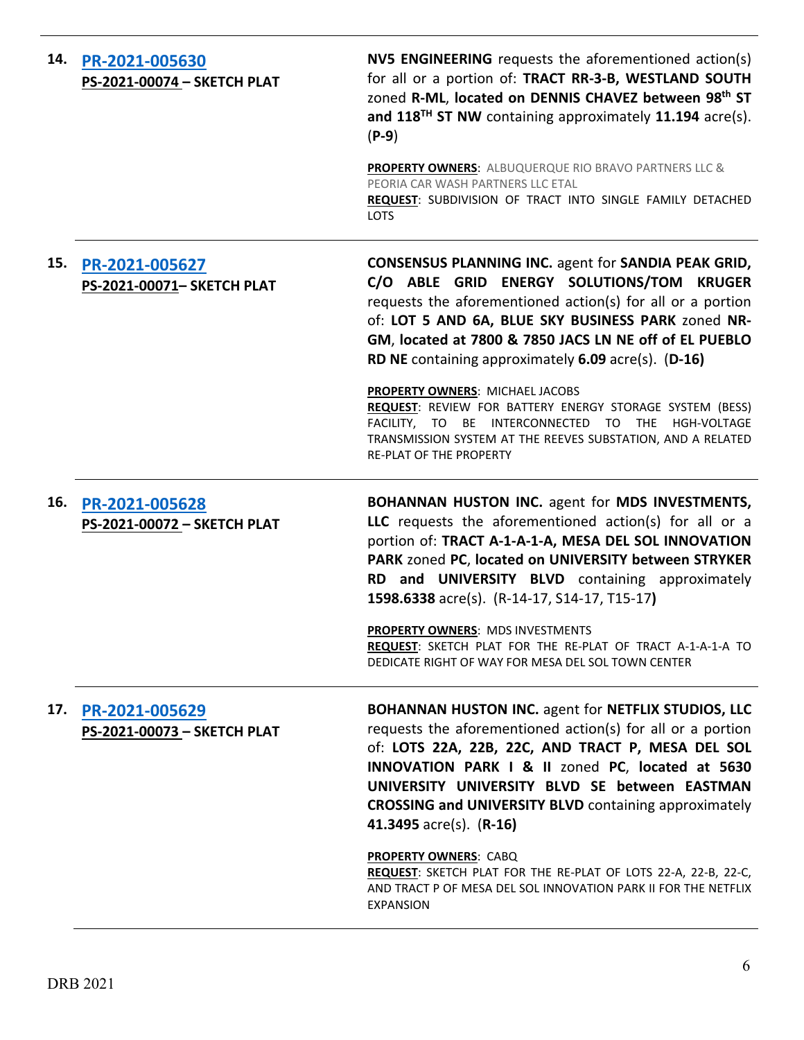**14.** **PR-2021-005630**
**PS-2021-00074 – SKETCH PLAT**

**NV5 ENGINEERING** requests the aforementioned action(s) for all or a portion of: **TRACT RR-3-B, WESTLAND SOUTH** zoned **R-ML**, **located on DENNIS CHAVEZ between 98th ST and 118TH ST NW** containing approximately **11.194** acre(s). (**P-9**)

**PROPERTY OWNERS**: ALBUQUERQUE RIO BRAVO PARTNERS LLC & PEORIA CAR WASH PARTNERS LLC ETAL
**REQUEST**: SUBDIVISION OF TRACT INTO SINGLE FAMILY DETACHED LOTS

---

**15.** **PR-2021-005627**
**PS-2021-00071– SKETCH PLAT**

**CONSENSUS PLANNING INC.** agent for **SANDIA PEAK GRID, C/O ABLE GRID ENERGY SOLUTIONS/TOM KRUGER** requests the aforementioned action(s) for all or a portion of: **LOT 5 AND 6A, BLUE SKY BUSINESS PARK** zoned **NR-GM**, **located at 7800 & 7850 JACS LN NE off of EL PUEBLO RD NE** containing approximately **6.09** acre(s). (**D-16)**

**PROPERTY OWNERS**: MICHAEL JACOBS
**REQUEST**: REVIEW FOR BATTERY ENERGY STORAGE SYSTEM (BESS) FACILITY, TO BE INTERCONNECTED TO THE HGH-VOLTAGE TRANSMISSION SYSTEM AT THE REEVES SUBSTATION, AND A RELATED RE-PLAT OF THE PROPERTY

---

**16.** **PR-2021-005628**
**PS-2021-00072 – SKETCH PLAT**

**BOHANNAN HUSTON INC.** agent for **MDS INVESTMENTS, LLC** requests the aforementioned action(s) for all or a portion of: **TRACT A-1-A-1-A, MESA DEL SOL INNOVATION PARK** zoned **PC**, **located on UNIVERSITY between STRYKER RD and UNIVERSITY BLVD** containing approximately **1598.6338** acre(s). (R-14-17, S14-17, T15-17**)**

**PROPERTY OWNERS**: MDS INVESTMENTS
**REQUEST**: SKETCH PLAT FOR THE RE-PLAT OF TRACT A-1-A-1-A TO DEDICATE RIGHT OF WAY FOR MESA DEL SOL TOWN CENTER

---

**17.** **PR-2021-005629**
**PS-2021-00073 – SKETCH PLAT**

**BOHANNAN HUSTON INC.** agent for **NETFLIX STUDIOS, LLC** requests the aforementioned action(s) for all or a portion of: **LOTS 22A, 22B, 22C, AND TRACT P, MESA DEL SOL INNOVATION PARK I & II** zoned **PC**, **located at 5630 UNIVERSITY UNIVERSITY BLVD SE between EASTMAN CROSSING and UNIVERSITY BLVD** containing approximately **41.3495** acre(s). (**R-16)**

**PROPERTY OWNERS**: CABQ
**REQUEST**: SKETCH PLAT FOR THE RE-PLAT OF LOTS 22-A, 22-B, 22-C, AND TRACT P OF MESA DEL SOL INNOVATION PARK II FOR THE NETFLIX EXPANSION

---

DRB 2021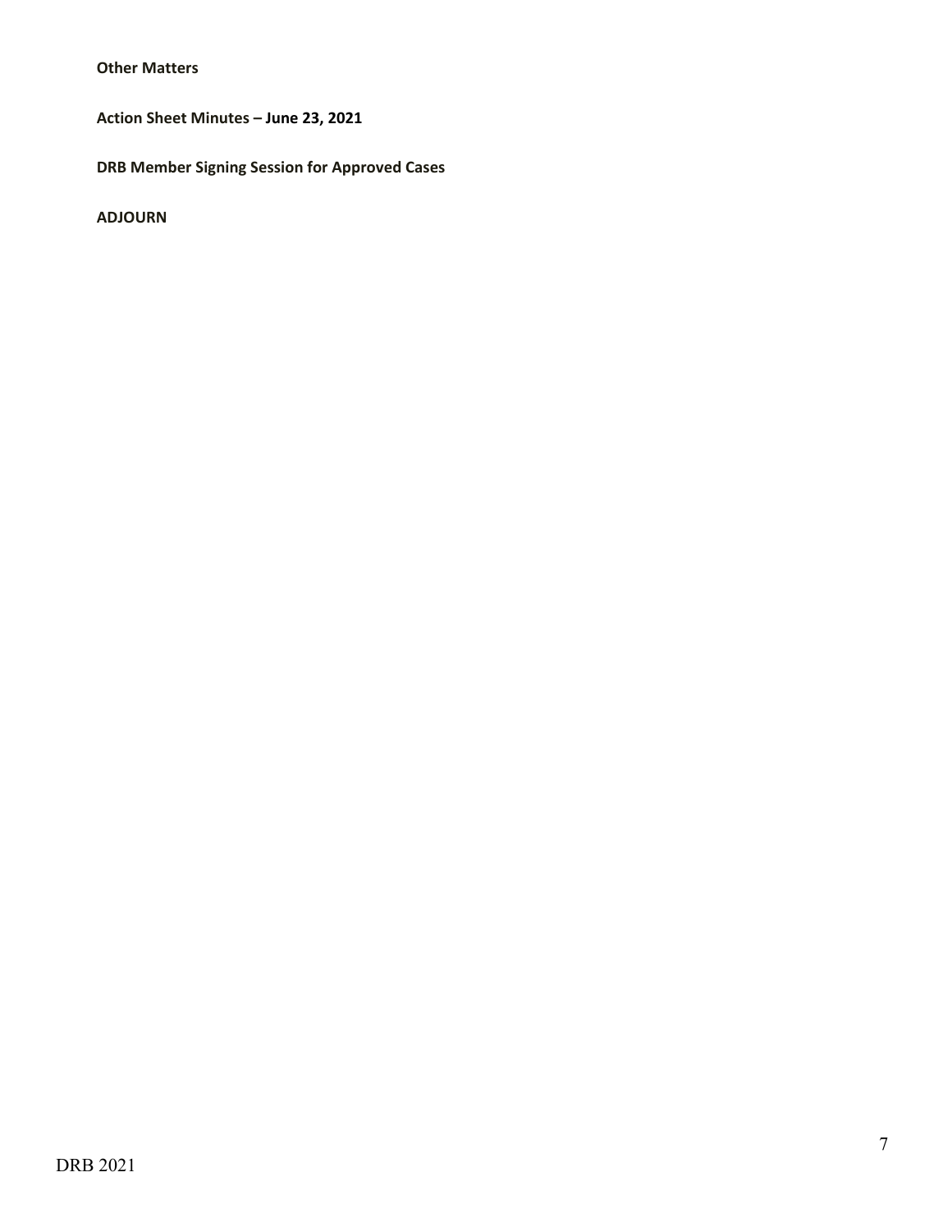**Other Matters**

**Action Sheet Minutes – June 23, 2021**

**DRB Member Signing Session for Approved Cases**

**ADJOURN**